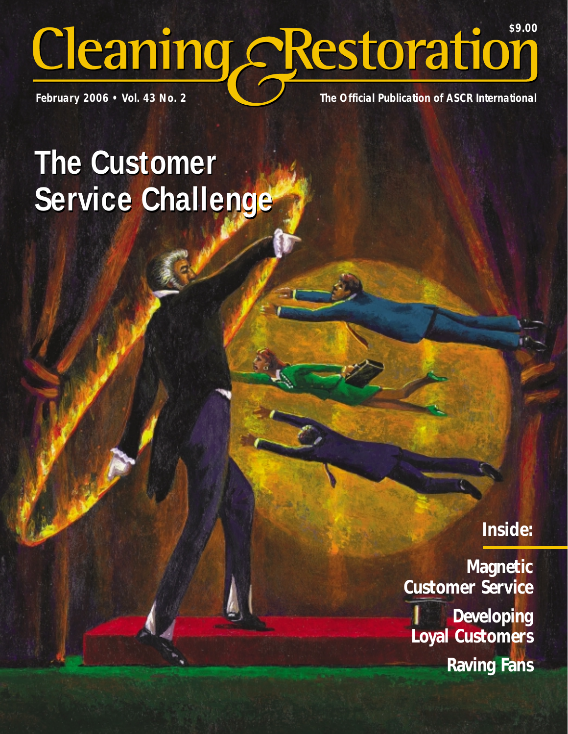# Cleaning & Restoration

$9.00

February 2006 • Vol. 43 No. 2

The Official Publication of ASCR International

## The Customer Service Challenge

**Inside:**

**Magnetic Customer Service**

**Developing Loyal Customers**

**Raving Fans**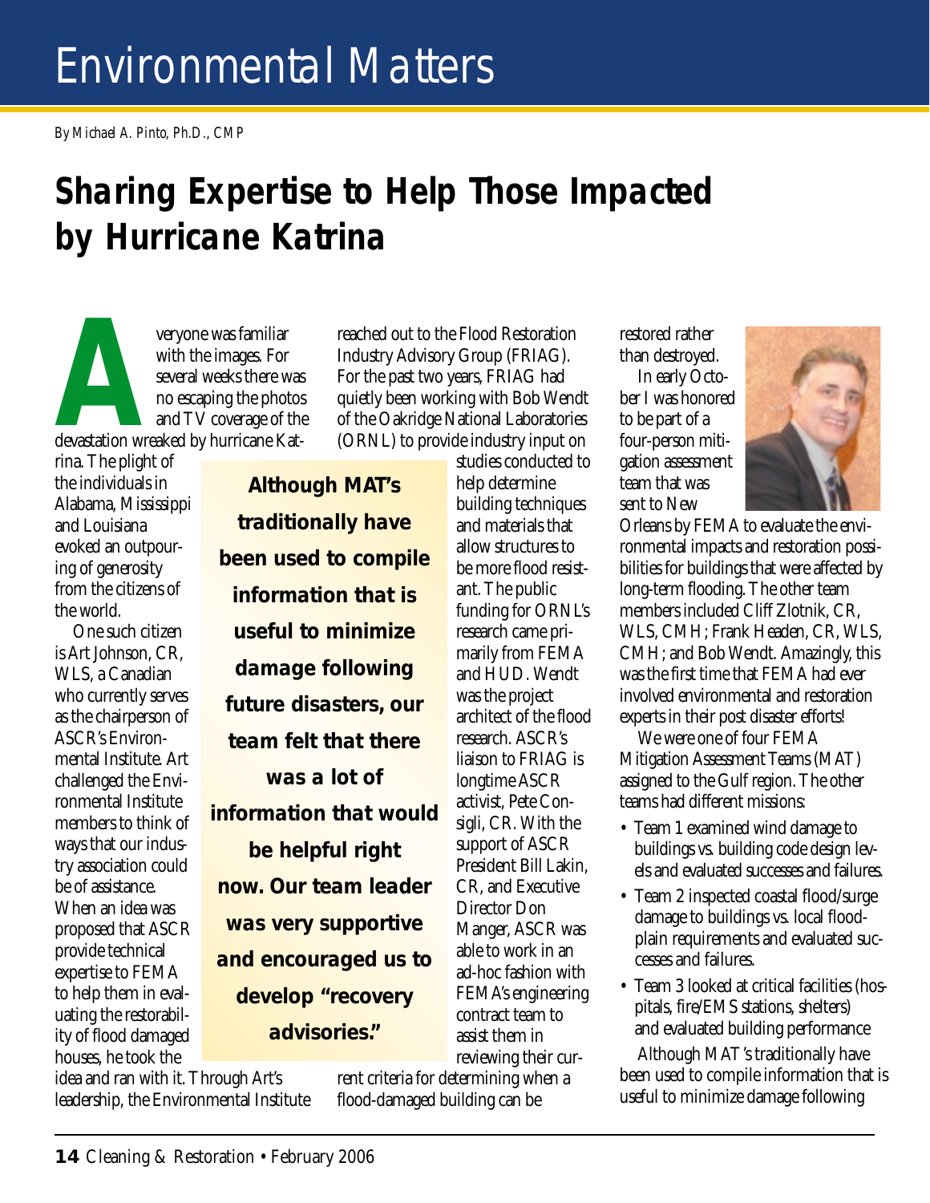# Environmental Matters

*By Michael A. Pinto, Ph.D., CMP*

## Sharing Expertise to Help Those Impacted by Hurricane Katrina

Everyone was familiar with the images. For several weeks there was no escaping the photos and TV coverage of the devastation wreaked by hurricane Katrina. The plight of the individuals in Alabama, Mississippi and Louisiana evoked an outpouring of generosity from the citizens of the world.

One such citizen is Art Johnson, CR, WLS, a Canadian who currently serves as the chairperson of ASCR's Environmental Institute. Art challenged the Environmental Institute members to think of ways that our industry association could be of assistance. When an idea was proposed that ASCR provide technical expertise to FEMA to help them in evaluating the restorability of flood damaged houses, he took the idea and ran with it. Through Art's leadership, the Environmental Institute reached out to the Flood Restoration Industry Advisory Group (FRIAG). For the past two years, FRIAG had quietly been working with Bob Wendt of the Oakridge National Laboratories (ORNL) to provide industry input on studies conducted to help determine building techniques and materials that allow structures to be more flood resistant. The public funding for ORNL's research came primarily from FEMA and HUD. Wendt was the project architect of the flood research. ASCR's liaison to FRIAG is longtime ASCR activist, Pete Consigli, CR. With the support of ASCR President Bill Lakin, CR, and Executive Director Don Manger, ASCR was able to work in an ad-hoc fashion with FEMA's engineering contract team to assist them in reviewing their current criteria for determining when a flood-damaged building can be restored rather than destroyed.

> **Although MAT's traditionally have been used to compile information that is useful to minimize damage following future disasters, our team felt that there was a lot of information that would be helpful right now. Our team leader was very supportive and encouraged us to develop "recovery advisories."**

In early October I was honored to be part of a four-person mitigation assessment team that was sent to New Orleans by FEMA to evaluate the environmental impacts and restoration possibilities for buildings that were affected by long-term flooding. The other team members included Cliff Zlotnik, CR, WLS, CMH; Frank Headen, CR, WLS, CMH; and Bob Wendt. Amazingly, this was the first time that FEMA had ever involved environmental and restoration experts in their post disaster efforts!

We were one of four FEMA Mitigation Assessment Teams (MAT) assigned to the Gulf region. The other teams had different missions:

- Team 1 examined wind damage to buildings vs. building code design levels and evaluated successes and failures.
- Team 2 inspected coastal flood/surge damage to buildings vs. local floodplain requirements and evaluated successes and failures.
- Team 3 looked at critical facilities (hospitals, fire/EMS stations, shelters) and evaluated building performance

Although MAT's traditionally have been used to compile information that is useful to minimize damage following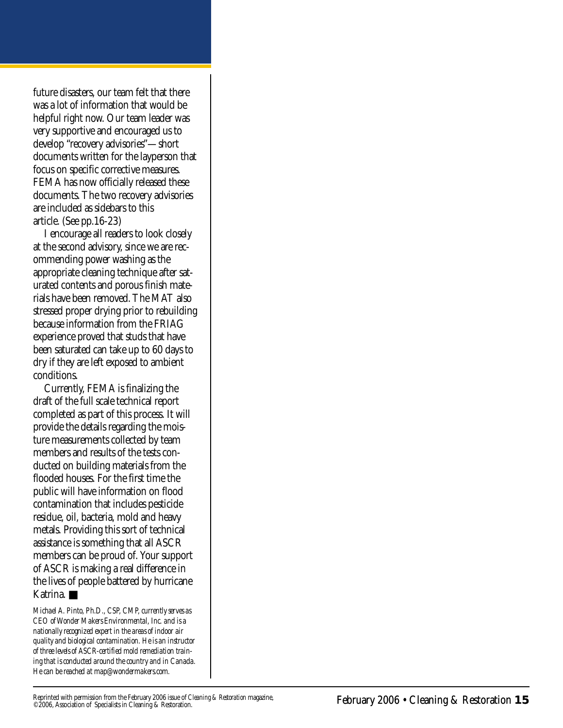future disasters, our team felt that there was a lot of information that would be helpful right now. Our team leader was very supportive and encouraged us to develop "recovery advisories"—short documents written for the layperson that focus on specific corrective measures. FEMA has now officially released these documents. The two recovery advisories are included as sidebars to this article. (See pp.16-23)

I encourage all readers to look closely at the second advisory, since we are recommending power washing as the appropriate cleaning technique after saturated contents and porous finish materials have been removed. The MAT also stressed proper drying prior to rebuilding because information from the FRIAG experience proved that studs that have been saturated can take up to 60 days to dry if they are left exposed to ambient conditions.

Currently, FEMA is finalizing the draft of the full scale technical report completed as part of this process. It will provide the details regarding the moisture measurements collected by team members and results of the tests conducted on building materials from the flooded houses. For the first time the public will have information on flood contamination that includes pesticide residue, oil, bacteria, mold and heavy metals. Providing this sort of technical assistance is something that all ASCR members can be proud of. Your support of ASCR is making a real difference in the lives of people battered by hurricane Katrina. ■

*Michael A. Pinto, Ph.D., CSP, CMP, currently serves as CEO of Wonder Makers Environmental, Inc. and is a nationally recognized expert in the areas of indoor air quality and biological contamination. He is an instructor of three levels of ASCR-certified mold remediation training that is conducted around the country and in Canada. He can be reached at map@wondermakers.com.*

Reprinted with permission from the February 2006 issue of *Cleaning & Restoration* magazine, ©2006, Association of Specialists in Cleaning & Restoration.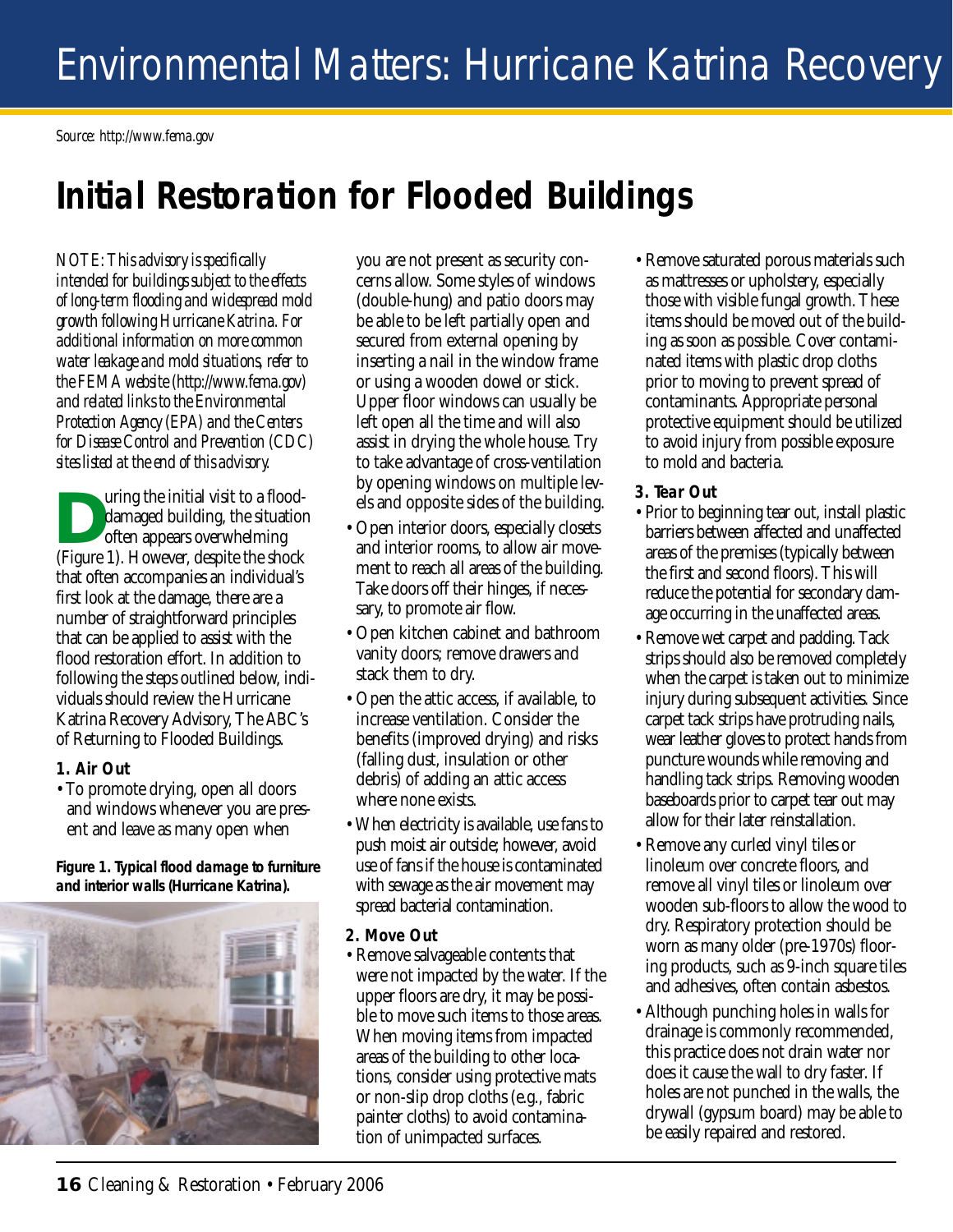# Environmental Matters: Hurricane Katrina Recovery

*Source: http://www.fema.gov*

## Initial Restoration for Flooded Buildings

*NOTE: This advisory is specifically intended for buildings subject to the effects of long-term flooding and widespread mold growth following Hurricane Katrina. For additional information on more common water leakage and mold situations, refer to the FEMA website (http://www.fema.gov) and related links to the Environmental Protection Agency (EPA) and the Centers for Disease Control and Prevention (CDC) sites listed at the end of this advisory.*

During the initial visit to a flood-damaged building, the situation often appears overwhelming (Figure 1). However, despite the shock that often accompanies an individual's first look at the damage, there are a number of straightforward principles that can be applied to assist with the flood restoration effort. In addition to following the steps outlined below, individuals should review the Hurricane Katrina Recovery Advisory, The ABC's of Returning to Flooded Buildings.

### 1. Air Out

- To promote drying, open all doors and windows whenever you are present and leave as many open when you are not present as security concerns allow. Some styles of windows (double-hung) and patio doors may be able to be left partially open and secured from external opening by inserting a nail in the window frame or using a wooden dowel or stick. Upper floor windows can usually be left open all the time and will also assist in drying the whole house. Try to take advantage of cross-ventilation by opening windows on multiple levels and opposite sides of the building.
- Open interior doors, especially closets and interior rooms, to allow air movement to reach all areas of the building. Take doors off their hinges, if necessary, to promote air flow.
- Open kitchen cabinet and bathroom vanity doors; remove drawers and stack them to dry.
- Open the attic access, if available, to increase ventilation. Consider the benefits (improved drying) and risks (falling dust, insulation or other debris) of adding an attic access where none exists.
- When electricity is available, use fans to push moist air outside; however, avoid use of fans if the house is contaminated with sewage as the air movement may spread bacterial contamination.

**Figure 1. Typical flood damage to furniture and interior walls (Hurricane Katrina).**

### 2. Move Out

- Remove salvageable contents that were not impacted by the water. If the upper floors are dry, it may be possible to move such items to those areas. When moving items from impacted areas of the building to other locations, consider using protective mats or non-slip drop cloths (e.g., fabric painter cloths) to avoid contamination of unimpacted surfaces.
- Remove saturated porous materials such as mattresses or upholstery, especially those with visible fungal growth. These items should be moved out of the building as soon as possible. Cover contaminated items with plastic drop cloths prior to moving to prevent spread of contaminants. Appropriate personal protective equipment should be utilized to avoid injury from possible exposure to mold and bacteria.

### 3. Tear Out

- Prior to beginning tear out, install plastic barriers between affected and unaffected areas of the premises (typically between the first and second floors). This will reduce the potential for secondary damage occurring in the unaffected areas.
- Remove wet carpet and padding. Tack strips should also be removed completely when the carpet is taken out to minimize injury during subsequent activities. Since carpet tack strips have protruding nails, wear leather gloves to protect hands from puncture wounds while removing and handling tack strips. Removing wooden baseboards prior to carpet tear out may allow for their later reinstallation.
- Remove any curled vinyl tiles or linoleum over concrete floors, and remove all vinyl tiles or linoleum over wooden sub-floors to allow the wood to dry. Respiratory protection should be worn as many older (pre-1970s) flooring products, such as 9-inch square tiles and adhesives, often contain asbestos.
- Although punching holes in walls for drainage is commonly recommended, this practice does not drain water nor does it cause the wall to dry faster. If holes are not punched in the walls, the drywall (gypsum board) may be able to be easily repaired and restored.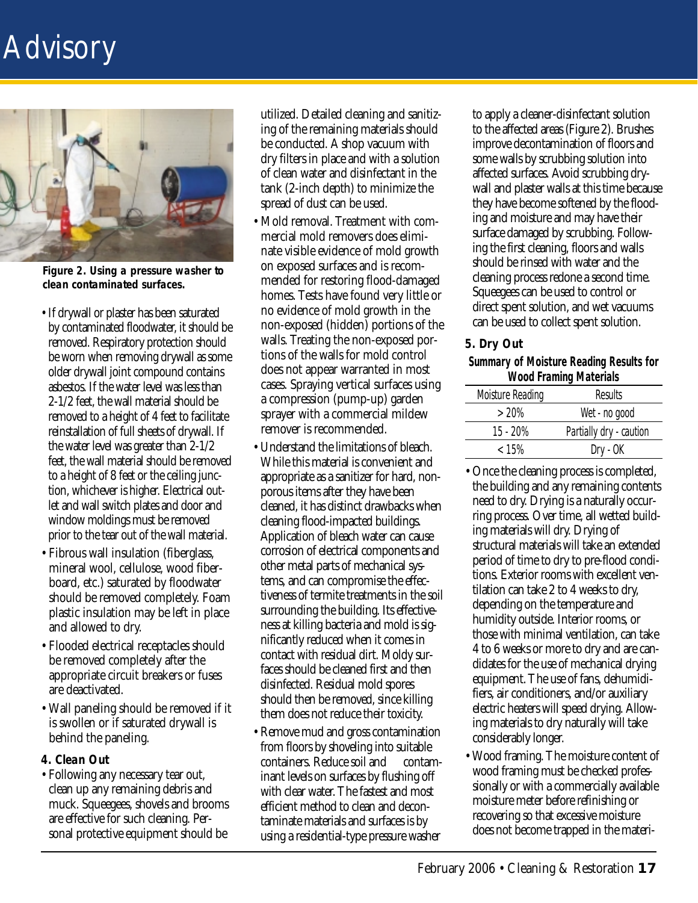Figure 2. Using a pressure washer to clean contaminated surfaces.

- If drywall or plaster has been saturated by contaminated floodwater, it should be removed. Respiratory protection should be worn when removing drywall as some older drywall joint compound contains asbestos. If the water level was less than 2-1/2 feet, the wall material should be removed to a height of 4 feet to facilitate reinstallation of full sheets of drywall. If the water level was greater than 2-1/2 feet, the wall material should be removed to a height of 8 feet or the ceiling junction, whichever is higher. Electrical outlet and wall switch plates and door and window moldings must be removed prior to the tear out of the wall material.
- Fibrous wall insulation (fiberglass, mineral wool, cellulose, wood fiberboard, etc.) saturated by floodwater should be removed completely. Foam plastic insulation may be left in place and allowed to dry.
- Flooded electrical receptacles should be removed completely after the appropriate circuit breakers or fuses are deactivated.
- Wall paneling should be removed if it is swollen or if saturated drywall is behind the paneling.

### 4. Clean Out

- Following any necessary tear out, clean up any remaining debris and muck. Squeegees, shovels and brooms are effective for such cleaning. Personal protective equipment should be utilized. Detailed cleaning and sanitizing of the remaining materials should be conducted. A shop vacuum with dry filters in place and with a solution of clean water and disinfectant in the tank (2-inch depth) to minimize the spread of dust can be used.
- Mold removal. Treatment with commercial mold removers does eliminate visible evidence of mold growth on exposed surfaces and is recommended for restoring flood-damaged homes. Tests have found very little or no evidence of mold growth in the non-exposed (hidden) portions of the walls. Treating the non-exposed portions of the walls for mold control does not appear warranted in most cases. Spraying vertical surfaces using a compression (pump-up) garden sprayer with a commercial mildew remover is recommended.
- Understand the limitations of bleach. While this material is convenient and appropriate as a sanitizer for hard, non-porous items after they have been cleaned, it has distinct drawbacks when cleaning flood-impacted buildings. Application of bleach water can cause corrosion of electrical components and other metal parts of mechanical systems, and can compromise the effectiveness of termite treatments in the soil surrounding the building. Its effectiveness at killing bacteria and mold is significantly reduced when it comes in contact with residual dirt. Moldy surfaces should be cleaned first and then disinfected. Residual mold spores should then be removed, since killing them does not reduce their toxicity.
- Remove mud and gross contamination from floors by shoveling into suitable containers. Reduce soil and contaminant levels on surfaces by flushing off with clear water. The fastest and most efficient method to clean and decontaminate materials and surfaces is by using a residential-type pressure washer to apply a cleaner-disinfectant solution to the affected areas (Figure 2). Brushes improve decontamination of floors and some walls by scrubbing solution into affected surfaces. Avoid scrubbing drywall and plaster walls at this time because they have become softened by the flooding and moisture and may have their surface damaged by scrubbing. Following the first cleaning, floors and walls should be rinsed with water and the cleaning process redone a second time. Squeegees can be used to control or direct spent solution, and wet vacuums can be used to collect spent solution.

### 5. Dry Out

**Summary of Moisture Reading Results for Wood Framing Materials**

| Moisture Reading | Results |
|---|---|
| > 20% | Wet - no good |
| 15 - 20% | Partially dry - caution |
| < 15% | Dry - OK |

- Once the cleaning process is completed, the building and any remaining contents need to dry. Drying is a naturally occurring process. Over time, all wetted building materials will dry. Drying of structural materials will take an extended period of time to dry to pre-flood conditions. Exterior rooms with excellent ventilation can take 2 to 4 weeks to dry, depending on the temperature and humidity outside. Interior rooms, or those with minimal ventilation, can take 4 to 6 weeks or more to dry and are candidates for the use of mechanical drying equipment. The use of fans, dehumidifiers, air conditioners, and/or auxiliary electric heaters will speed drying. Allowing materials to dry naturally will take considerably longer.
- Wood framing. The moisture content of wood framing must be checked professionally or with a commercially available moisture meter before refinishing or recovering so that excessive moisture does not become trapped in the materi-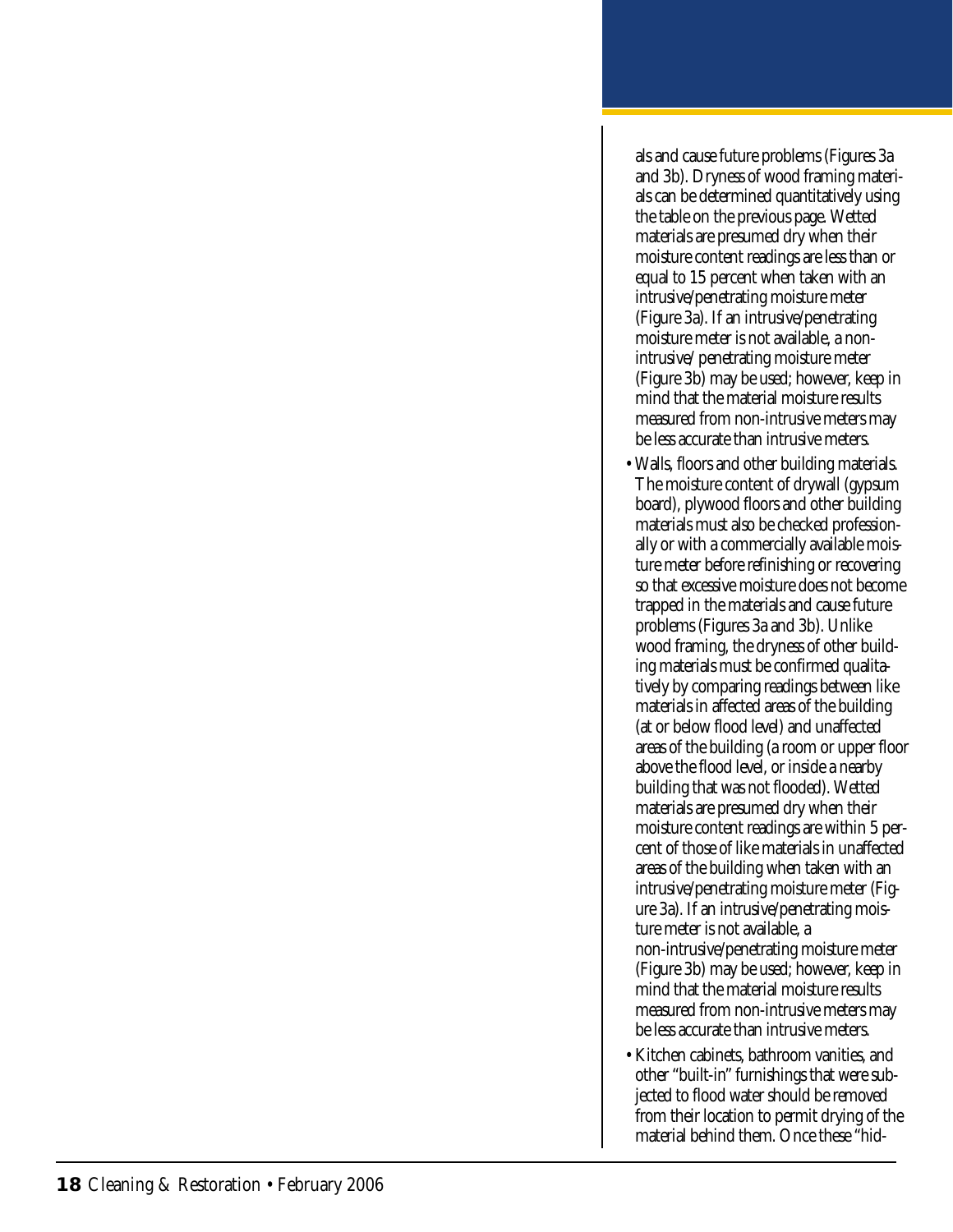als and cause future problems (Figures 3a and 3b). Dryness of wood framing materials can be determined quantitatively using the table on the previous page. Wetted materials are presumed dry when their moisture content readings are less than or equal to 15 percent when taken with an intrusive/penetrating moisture meter (Figure 3a). If an intrusive/penetrating moisture meter is not available, a non-intrusive/ penetrating moisture meter (Figure 3b) may be used; however, keep in mind that the material moisture results measured from non-intrusive meters may be less accurate than intrusive meters.

- Walls, floors and other building materials. The moisture content of drywall (gypsum board), plywood floors and other building materials must also be checked professionally or with a commercially available moisture meter before refinishing or recovering so that excessive moisture does not become trapped in the materials and cause future problems (Figures 3a and 3b). Unlike wood framing, the dryness of other building materials must be confirmed qualitatively by comparing readings between like materials in affected areas of the building (at or below flood level) and unaffected areas of the building (a room or upper floor above the flood level, or inside a nearby building that was not flooded). Wetted materials are presumed dry when their moisture content readings are within 5 percent of those of like materials in unaffected areas of the building when taken with an intrusive/penetrating moisture meter (Figure 3a). If an intrusive/penetrating moisture meter is not available, a non-intrusive/penetrating moisture meter (Figure 3b) may be used; however, keep in mind that the material moisture results measured from non-intrusive meters may be less accurate than intrusive meters.
- Kitchen cabinets, bathroom vanities, and other "built-in" furnishings that were subjected to flood water should be removed from their location to permit drying of the material behind them. Once these "hid-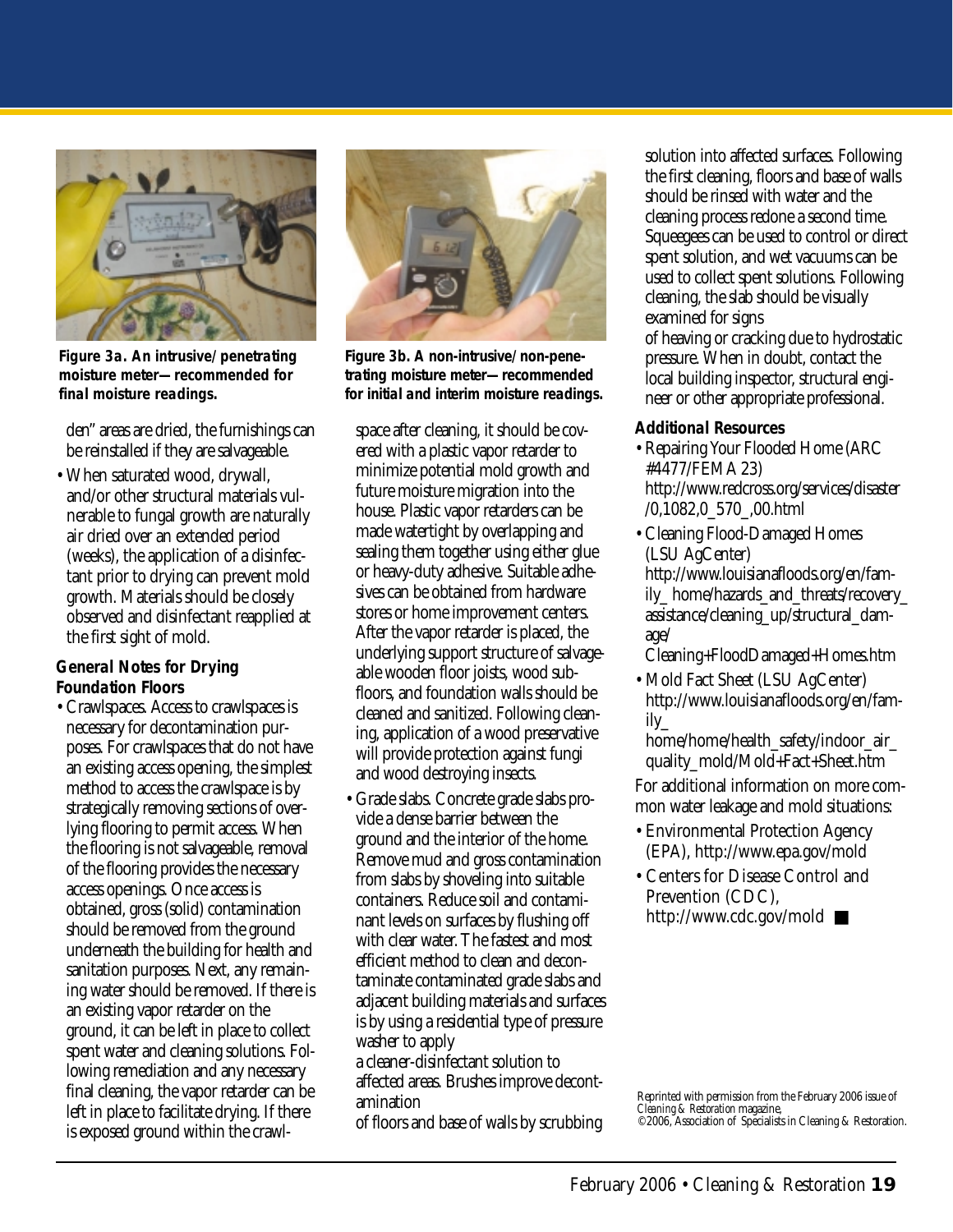Figure 3a. An intrusive/penetrating moisture meter—recommended for final moisture readings.

Figure 3b. A non-intrusive/non-penetrating moisture meter—recommended for initial and interim moisture readings.

den" areas are dried, the furnishings can be reinstalled if they are salvageable.

- When saturated wood, drywall, and/or other structural materials vulnerable to fungal growth are naturally air dried over an extended period (weeks), the application of a disinfectant prior to drying can prevent mold growth. Materials should be closely observed and disinfectant reapplied at the first sight of mold.

**General Notes for Drying Foundation Floors**

- Crawlspaces. Access to crawlspaces is necessary for decontamination purposes. For crawlspaces that do not have an existing access opening, the simplest method to access the crawlspace is by strategically removing sections of overlying flooring to permit access. When the flooring is not salvageable, removal of the flooring provides the necessary access openings. Once access is obtained, gross (solid) contamination should be removed from the ground underneath the building for health and sanitation purposes. Next, any remaining water should be removed. If there is an existing vapor retarder on the ground, it can be left in place to collect spent water and cleaning solutions. Following remediation and any necessary final cleaning, the vapor retarder can be left in place to facilitate drying. If there is exposed ground within the crawlspace after cleaning, it should be covered with a plastic vapor retarder to minimize potential mold growth and future moisture migration into the house. Plastic vapor retarders can be made watertight by overlapping and sealing them together using either glue or heavy-duty adhesive. Suitable adhesives can be obtained from hardware stores or home improvement centers. After the vapor retarder is placed, the underlying support structure of salvageable wooden floor joists, wood subfloors, and foundation walls should be cleaned and sanitized. Following cleaning, application of a wood preservative will provide protection against fungi and wood destroying insects.
- Grade slabs. Concrete grade slabs provide a dense barrier between the ground and the interior of the home. Remove mud and gross contamination from slabs by shoveling into suitable containers. Reduce soil and contaminant levels on surfaces by flushing off with clear water. The fastest and most efficient method to clean and decontaminate contaminated grade slabs and adjacent building materials and surfaces is by using a residential type of pressure washer to apply a cleaner-disinfectant solution to affected areas. Brushes improve decontamination of floors and base of walls by scrubbing solution into affected surfaces. Following the first cleaning, floors and base of walls should be rinsed with water and the cleaning process redone a second time. Squeegees can be used to control or direct spent solution, and wet vacuums can be used to collect spent solutions. Following cleaning, the slab should be visually examined for signs of heaving or cracking due to hydrostatic pressure. When in doubt, contact the local building inspector, structural engineer or other appropriate professional.

**Additional Resources**

- Repairing Your Flooded Home (ARC #4477/FEMA 23) http://www.redcross.org/services/disaster/0,1082,0_570_,00.html
- Cleaning Flood-Damaged Homes (LSU AgCenter) http://www.louisianafloods.org/en/family_home/hazards_and_threats/recovery_assistance/cleaning_up/structural_damage/Cleaning+FloodDamaged+Homes.htm
- Mold Fact Sheet (LSU AgCenter) http://www.louisianafloods.org/en/family_home/home/health_safety/indoor_air_quality_mold/Mold+Fact+Sheet.htm

For additional information on more common water leakage and mold situations:

- Environmental Protection Agency (EPA), http://www.epa.gov/mold
- Centers for Disease Control and Prevention (CDC), http://www.cdc.gov/mold ■

Reprinted with permission from the February 2006 issue of *Cleaning & Restoration* magazine,
©2006, Association of Specialists in Cleaning & Restoration.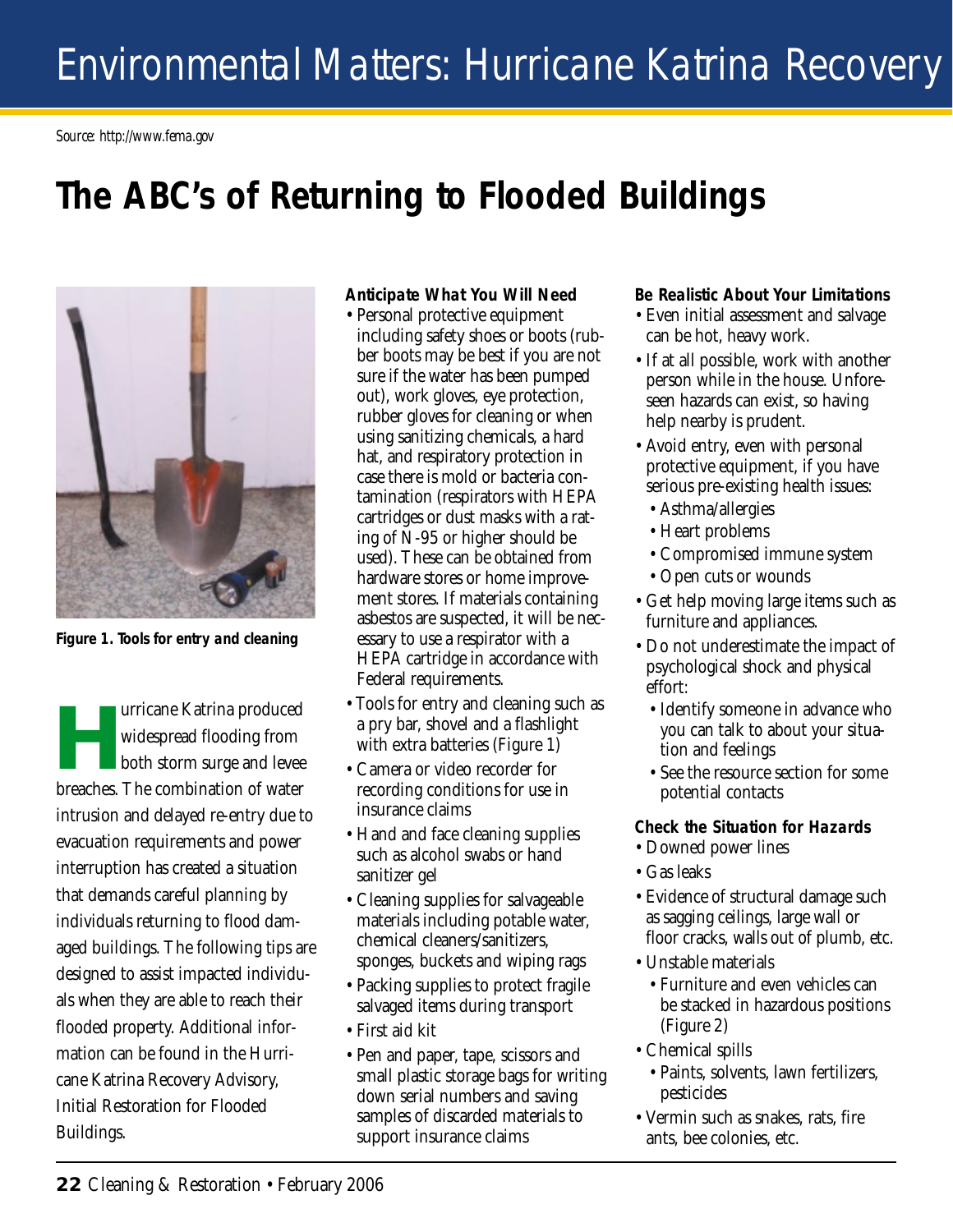# Environmental Matters: Hurricane Katrina Recovery

*Source: http://www.fema.gov*

## The ABC's of Returning to Flooded Buildings

**Figure 1. Tools for entry and cleaning**

Hurricane Katrina produced widespread flooding from both storm surge and levee breaches. The combination of water intrusion and delayed re-entry due to evacuation requirements and power interruption has created a situation that demands careful planning by individuals returning to flood damaged buildings. The following tips are designed to assist impacted individuals when they are able to reach their flooded property. Additional information can be found in the Hurricane Katrina Recovery Advisory, Initial Restoration for Flooded Buildings.

### Anticipate What You Will Need

- Personal protective equipment including safety shoes or boots (rubber boots may be best if you are not sure if the water has been pumped out), work gloves, eye protection, rubber gloves for cleaning or when using sanitizing chemicals, a hard hat, and respiratory protection in case there is mold or bacteria contamination (respirators with HEPA cartridges or dust masks with a rating of N-95 or higher should be used). These can be obtained from hardware stores or home improvement stores. If materials containing asbestos are suspected, it will be necessary to use a respirator with a HEPA cartridge in accordance with Federal requirements.
- Tools for entry and cleaning such as a pry bar, shovel and a flashlight with extra batteries (Figure 1)
- Camera or video recorder for recording conditions for use in insurance claims
- Hand and face cleaning supplies such as alcohol swabs or hand sanitizer gel
- Cleaning supplies for salvageable materials including potable water, chemical cleaners/sanitizers, sponges, buckets and wiping rags
- Packing supplies to protect fragile salvaged items during transport
- First aid kit
- Pen and paper, tape, scissors and small plastic storage bags for writing down serial numbers and saving samples of discarded materials to support insurance claims

### Be Realistic About Your Limitations

- Even initial assessment and salvage can be hot, heavy work.
- If at all possible, work with another person while in the house. Unforeseen hazards can exist, so having help nearby is prudent.
- Avoid entry, even with personal protective equipment, if you have serious pre-existing health issues:
  - Asthma/allergies
  - Heart problems
  - Compromised immune system
  - Open cuts or wounds
- Get help moving large items such as furniture and appliances.
- Do not underestimate the impact of psychological shock and physical effort:
  - Identify someone in advance who you can talk to about your situation and feelings
  - See the resource section for some potential contacts

### Check the Situation for Hazards

- Downed power lines
- Gas leaks
- Evidence of structural damage such as sagging ceilings, large wall or floor cracks, walls out of plumb, etc.
- Unstable materials
  - Furniture and even vehicles can be stacked in hazardous positions (Figure 2)
- Chemical spills
  - Paints, solvents, lawn fertilizers, pesticides
- Vermin such as snakes, rats, fire ants, bee colonies, etc.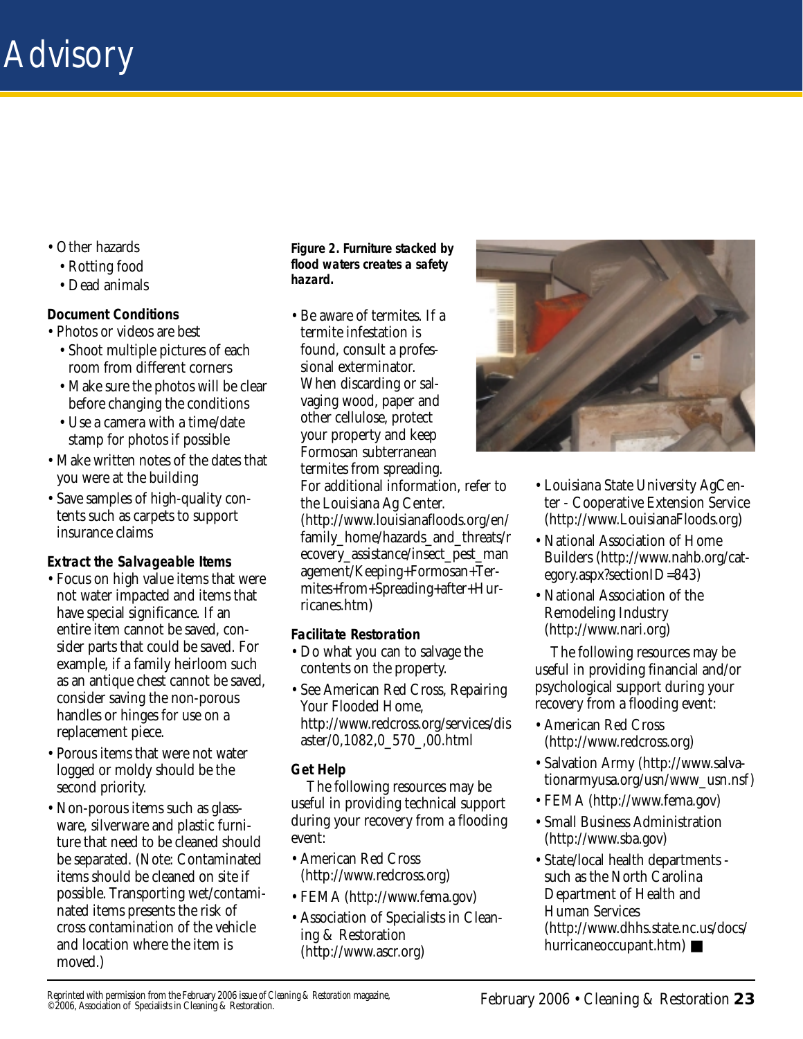- Other hazards
  - Rotting food
  - Dead animals

**Document Conditions**

- Photos or videos are best
  - Shoot multiple pictures of each room from different corners
  - Make sure the photos will be clear before changing the conditions
  - Use a camera with a time/date stamp for photos if possible
- Make written notes of the dates that you were at the building
- Save samples of high-quality contents such as carpets to support insurance claims

***Extract the Salvageable Items***

- Focus on high value items that were not water impacted and items that have special significance. If an entire item cannot be saved, consider parts that could be saved. For example, if a family heirloom such as an antique chest cannot be saved, consider saving the non-porous handles or hinges for use on a replacement piece.
- Porous items that were not water logged or moldy should be the second priority.
- Non-porous items such as glassware, silverware and plastic furniture that need to be cleaned should be separated. (Note: Contaminated items should be cleaned on site if possible. Transporting wet/contaminated items presents the risk of cross contamination of the vehicle and location where the item is moved.)

***Figure 2. Furniture stacked by flood waters creates a safety hazard.***

- Be aware of termites. If a termite infestation is found, consult a professional exterminator. When discarding or salvaging wood, paper and other cellulose, protect your property and keep Formosan subterranean termites from spreading. For additional information, refer to the Louisiana Ag Center. (http://www.louisianafloods.org/en/family_home/hazards_and_threats/recovery_assistance/insect_pest_management/Keeping+Formosan+Termites+from+Spreading+after+Hurricanes.htm)

***Facilitate Restoration***

- Do what you can to salvage the contents on the property.
- See American Red Cross, Repairing Your Flooded Home, http://www.redcross.org/services/disaster/0,1082,0_570_,00.html

**Get Help**

The following resources may be useful in providing technical support during your recovery from a flooding event:

- American Red Cross (http://www.redcross.org)
- FEMA (http://www.fema.gov)
- Association of Specialists in Cleaning & Restoration (http://www.ascr.org)
- Louisiana State University AgCenter - Cooperative Extension Service (http://www.LouisianaFloods.org)
- National Association of Home Builders (http://www.nahb.org/category.aspx?sectionID=843)
- National Association of the Remodeling Industry (http://www.nari.org)

The following resources may be useful in providing financial and/or psychological support during your recovery from a flooding event:

- American Red Cross (http://www.redcross.org)
- Salvation Army (http://www.salvationarmyusa.org/usn/www_usn.nsf)
- FEMA (http://www.fema.gov)
- Small Business Administration (http://www.sba.gov)
- State/local health departments - such as the North Carolina Department of Health and Human Services (http://www.dhhs.state.nc.us/docs/hurricaneoccupant.htm) ■

Reprinted with permission from the February 2006 issue of *Cleaning & Restoration* magazine, ©2006, Association of Specialists in Cleaning & Restoration.